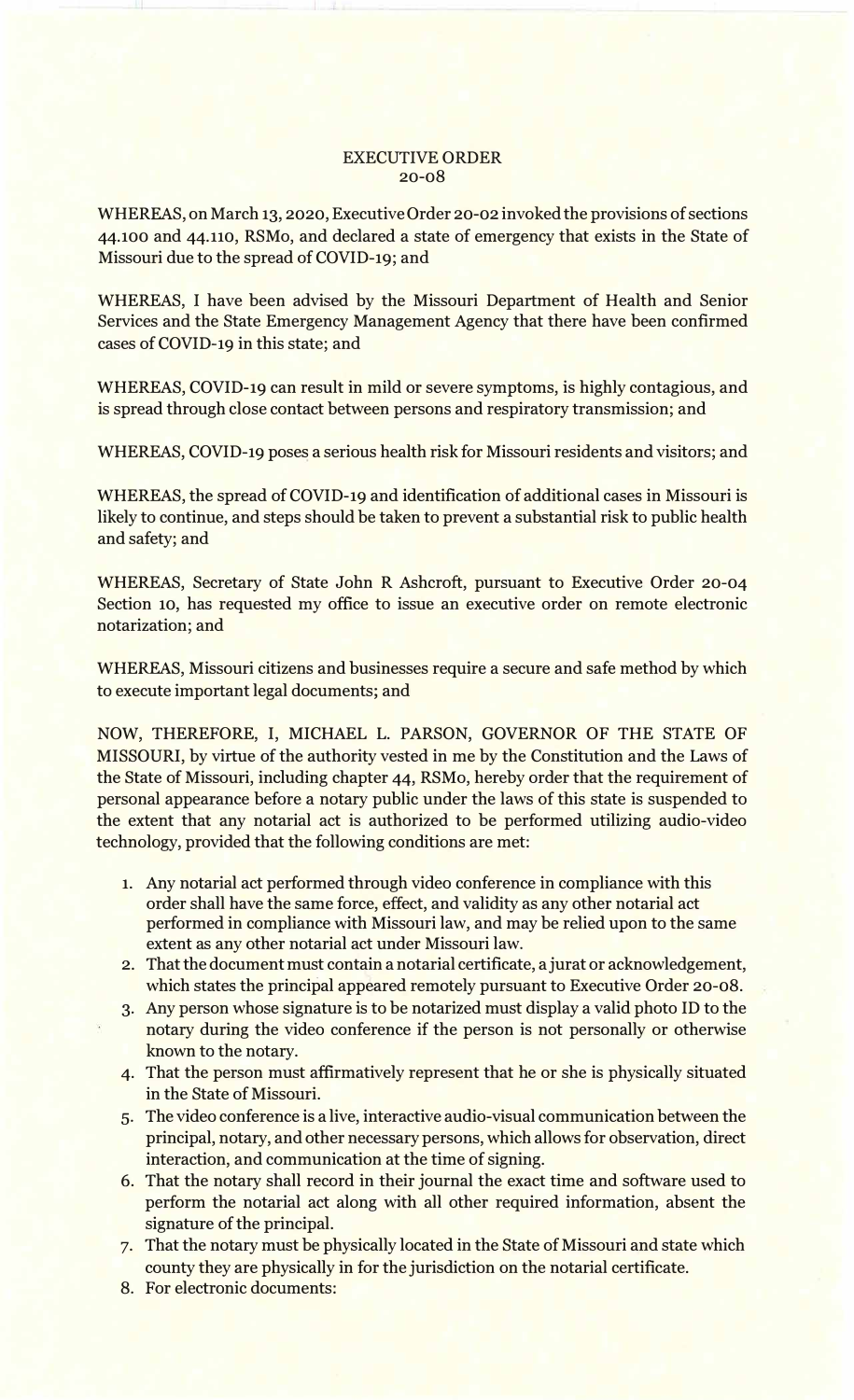# EXECUTIVE ORDER
## 20-08

WHEREAS, on March 13, 2020, Executive Order 20-02 invoked the provisions of sections 44.100 and 44.110, RSMo, and declared a state of emergency that exists in the State of Missouri due to the spread of COVID-19; and

WHEREAS, I have been advised by the Missouri Department of Health and Senior Services and the State Emergency Management Agency that there have been confirmed cases of COVID-19 in this state; and

WHEREAS, COVID-19 can result in mild or severe symptoms, is highly contagious, and is spread through close contact between persons and respiratory transmission; and

WHEREAS, COVID-19 poses a serious health risk for Missouri residents and visitors; and

WHEREAS, the spread of COVID-19 and identification of additional cases in Missouri is likely to continue, and steps should be taken to prevent a substantial risk to public health and safety; and

WHEREAS, Secretary of State John R Ashcroft, pursuant to Executive Order 20-04 Section 10, has requested my office to issue an executive order on remote electronic notarization; and

WHEREAS, Missouri citizens and businesses require a secure and safe method by which to execute important legal documents; and

NOW, THEREFORE, I, MICHAEL L. PARSON, GOVERNOR OF THE STATE OF MISSOURI, by virtue of the authority vested in me by the Constitution and the Laws of the State of Missouri, including chapter 44, RSMo, hereby order that the requirement of personal appearance before a notary public under the laws of this state is suspended to the extent that any notarial act is authorized to be performed utilizing audio-video technology, provided that the following conditions are met:

1. Any notarial act performed through video conference in compliance with this order shall have the same force, effect, and validity as any other notarial act performed in compliance with Missouri law, and may be relied upon to the same extent as any other notarial act under Missouri law.
2. That the document must contain a notarial certificate, a jurat or acknowledgement, which states the principal appeared remotely pursuant to Executive Order 20-08.
3. Any person whose signature is to be notarized must display a valid photo ID to the notary during the video conference if the person is not personally or otherwise known to the notary.
4. That the person must affirmatively represent that he or she is physically situated in the State of Missouri.
5. The video conference is a live, interactive audio-visual communication between the principal, notary, and other necessary persons, which allows for observation, direct interaction, and communication at the time of signing.
6. That the notary shall record in their journal the exact time and software used to perform the notarial act along with all other required information, absent the signature of the principal.
7. That the notary must be physically located in the State of Missouri and state which county they are physically in for the jurisdiction on the notarial certificate.
8. For electronic documents: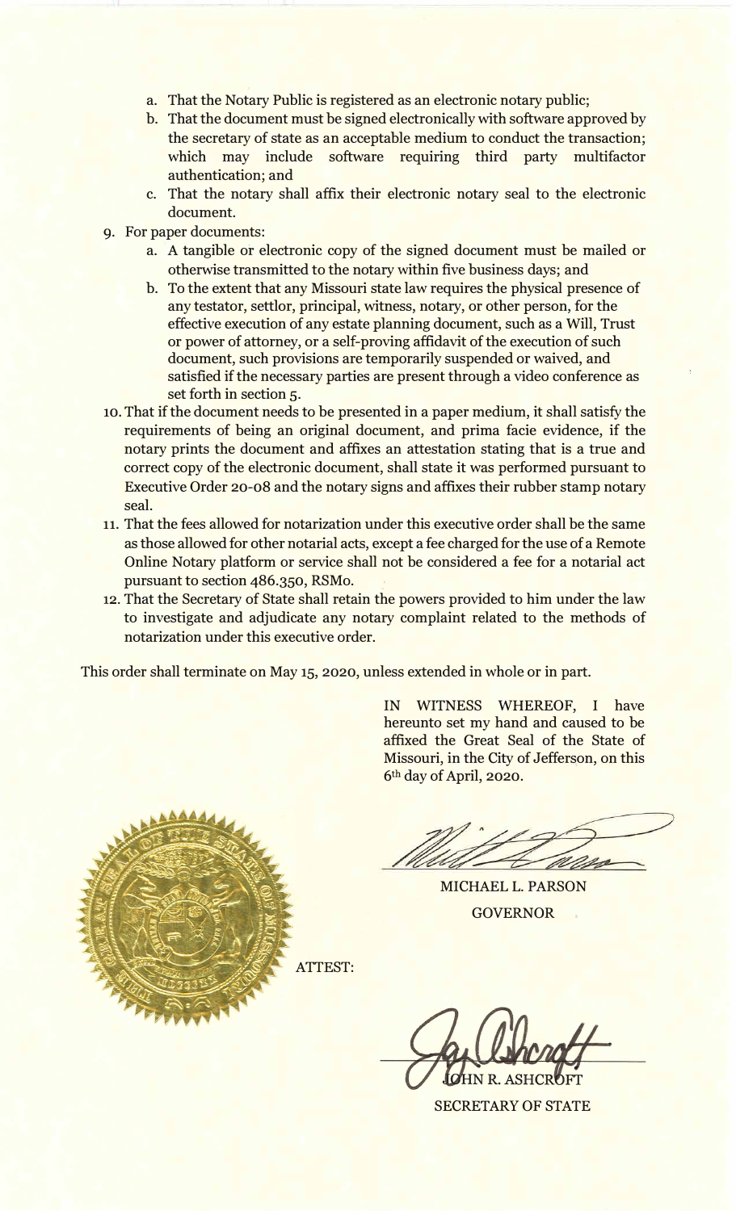a. That the Notary Public is registered as an electronic notary public;
b. That the document must be signed electronically with software approved by the secretary of state as an acceptable medium to conduct the transaction; which may include software requiring third party multifactor authentication; and
c. That the notary shall affix their electronic notary seal to the electronic document.

9. For paper documents:
   a. A tangible or electronic copy of the signed document must be mailed or otherwise transmitted to the notary within five business days; and
   b. To the extent that any Missouri state law requires the physical presence of any testator, settlor, principal, witness, notary, or other person, for the effective execution of any estate planning document, such as a Will, Trust or power of attorney, or a self-proving affidavit of the execution of such document, such provisions are temporarily suspended or waived, and satisfied if the necessary parties are present through a video conference as set forth in section 5.
10. That if the document needs to be presented in a paper medium, it shall satisfy the requirements of being an original document, and prima facie evidence, if the notary prints the document and affixes an attestation stating that is a true and correct copy of the electronic document, shall state it was performed pursuant to Executive Order 20-08 and the notary signs and affixes their rubber stamp notary seal.
11. That the fees allowed for notarization under this executive order shall be the same as those allowed for other notarial acts, except a fee charged for the use of a Remote Online Notary platform or service shall not be considered a fee for a notarial act pursuant to section 486.350, RSMo.
12. That the Secretary of State shall retain the powers provided to him under the law to investigate and adjudicate any notary complaint related to the methods of notarization under this executive order.

This order shall terminate on May 15, 2020, unless extended in whole or in part.

IN WITNESS WHEREOF, I have hereunto set my hand and caused to be affixed the Great Seal of the State of Missouri, in the City of Jefferson, on this 6th day of April, 2020.

MICHAEL L. PARSON
GOVERNOR

ATTEST:

JOHN R. ASHCROFT
SECRETARY OF STATE